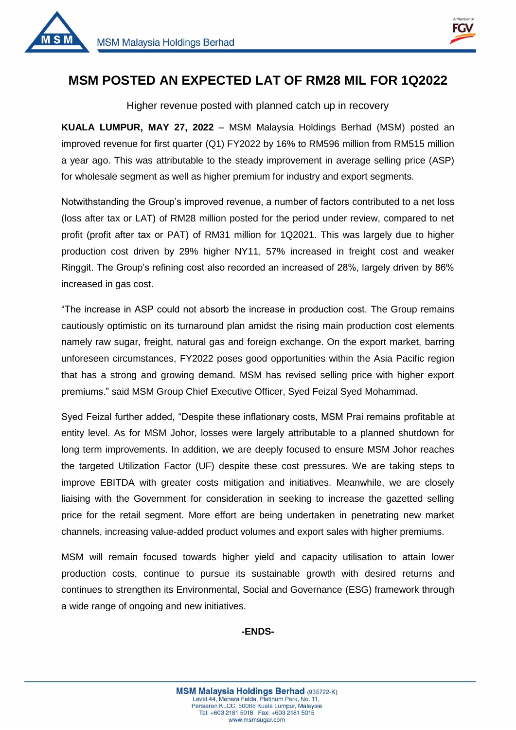# MSM POSTED AN EXPECTED LAT OF RM28 MIL FOR 1Q2022

Higher revenue posted with planned catch up in recovery

**KUALA LUMPUR, MAY 27, 2022** – MSM Malaysia Holdings Berhad (MSM) posted an improved revenue for first quarter (Q1) FY2022 by 16% to RM596 million from RM515 million a year ago. This was attributable to the steady improvement in average selling price (ASP) for wholesale segment as well as higher premium for industry and export segments.

Notwithstanding the Group's improved revenue, a number of factors contributed to a net loss (loss after tax or LAT) of RM28 million posted for the period under review, compared to net profit (profit after tax or PAT) of RM31 million for 1Q2021. This was largely due to higher production cost driven by 29% higher NY11, 57% increased in freight cost and weaker Ringgit. The Group's refining cost also recorded an increased of 28%, largely driven by 86% increased in gas cost.

"The increase in ASP could not absorb the increase in production cost. The Group remains cautiously optimistic on its turnaround plan amidst the rising main production cost elements namely raw sugar, freight, natural gas and foreign exchange. On the export market, barring unforeseen circumstances, FY2022 poses good opportunities within the Asia Pacific region that has a strong and growing demand. MSM has revised selling price with higher export premiums." said MSM Group Chief Executive Officer, Syed Feizal Syed Mohammad.

Syed Feizal further added, "Despite these inflationary costs, MSM Prai remains profitable at entity level. As for MSM Johor, losses were largely attributable to a planned shutdown for long term improvements. In addition, we are deeply focused to ensure MSM Johor reaches the targeted Utilization Factor (UF) despite these cost pressures. We are taking steps to improve EBITDA with greater costs mitigation and initiatives. Meanwhile, we are closely liaising with the Government for consideration in seeking to increase the gazetted selling price for the retail segment. More effort are being undertaken in penetrating new market channels, increasing value-added product volumes and export sales with higher premiums.

MSM will remain focused towards higher yield and capacity utilisation to attain lower production costs, continue to pursue its sustainable growth with desired returns and continues to strengthen its Environmental, Social and Governance (ESG) framework through a wide range of ongoing and new initiatives.

**-ENDS-**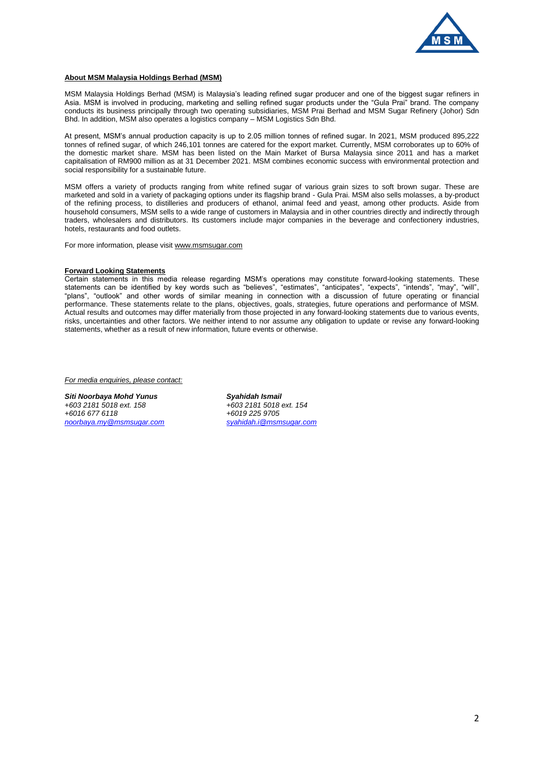## About MSM Malaysia Holdings Berhad (MSM)

MSM Malaysia Holdings Berhad (MSM) is Malaysia's leading refined sugar producer and one of the biggest sugar refiners in Asia. MSM is involved in producing, marketing and selling refined sugar products under the "Gula Prai" brand. The company conducts its business principally through two operating subsidiaries, MSM Prai Berhad and MSM Sugar Refinery (Johor) Sdn Bhd. In addition, MSM also operates a logistics company – MSM Logistics Sdn Bhd.

At present, MSM's annual production capacity is up to 2.05 million tonnes of refined sugar. In 2021, MSM produced 895,222 tonnes of refined sugar, of which 246,101 tonnes are catered for the export market. Currently, MSM corroborates up to 60% of the domestic market share. MSM has been listed on the Main Market of Bursa Malaysia since 2011 and has a market capitalisation of RM900 million as at 31 December 2021. MSM combines economic success with environmental protection and social responsibility for a sustainable future.

MSM offers a variety of products ranging from white refined sugar of various grain sizes to soft brown sugar. These are marketed and sold in a variety of packaging options under its flagship brand - Gula Prai. MSM also sells molasses, a by-product of the refining process, to distilleries and producers of ethanol, animal feed and yeast, among other products. Aside from household consumers, MSM sells to a wide range of customers in Malaysia and in other countries directly and indirectly through traders, wholesalers and distributors. Its customers include major companies in the beverage and confectionery industries, hotels, restaurants and food outlets.

For more information, please visit www.msmsugar.com

## Forward Looking Statements

Certain statements in this media release regarding MSM's operations may constitute forward-looking statements. These statements can be identified by key words such as "believes", "estimates", "anticipates", "expects", "intends", "may", "will", "plans", "outlook" and other words of similar meaning in connection with a discussion of future operating or financial performance. These statements relate to the plans, objectives, goals, strategies, future operations and performance of MSM. Actual results and outcomes may differ materially from those projected in any forward-looking statements due to various events, risks, uncertainties and other factors. We neither intend to nor assume any obligation to update or revise any forward-looking statements, whether as a result of new information, future events or otherwise.

*For media enquiries, please contact:*

***Siti Noorbaya Mohd Yunus***
*+603 2181 5018 ext. 158*
*+6016 677 6118*
*noorbaya.my@msmsugar.com*

***Syahidah Ismail***
*+603 2181 5018 ext. 154*
*+6019 225 9705*
*syahidah.i@msmsugar.com*